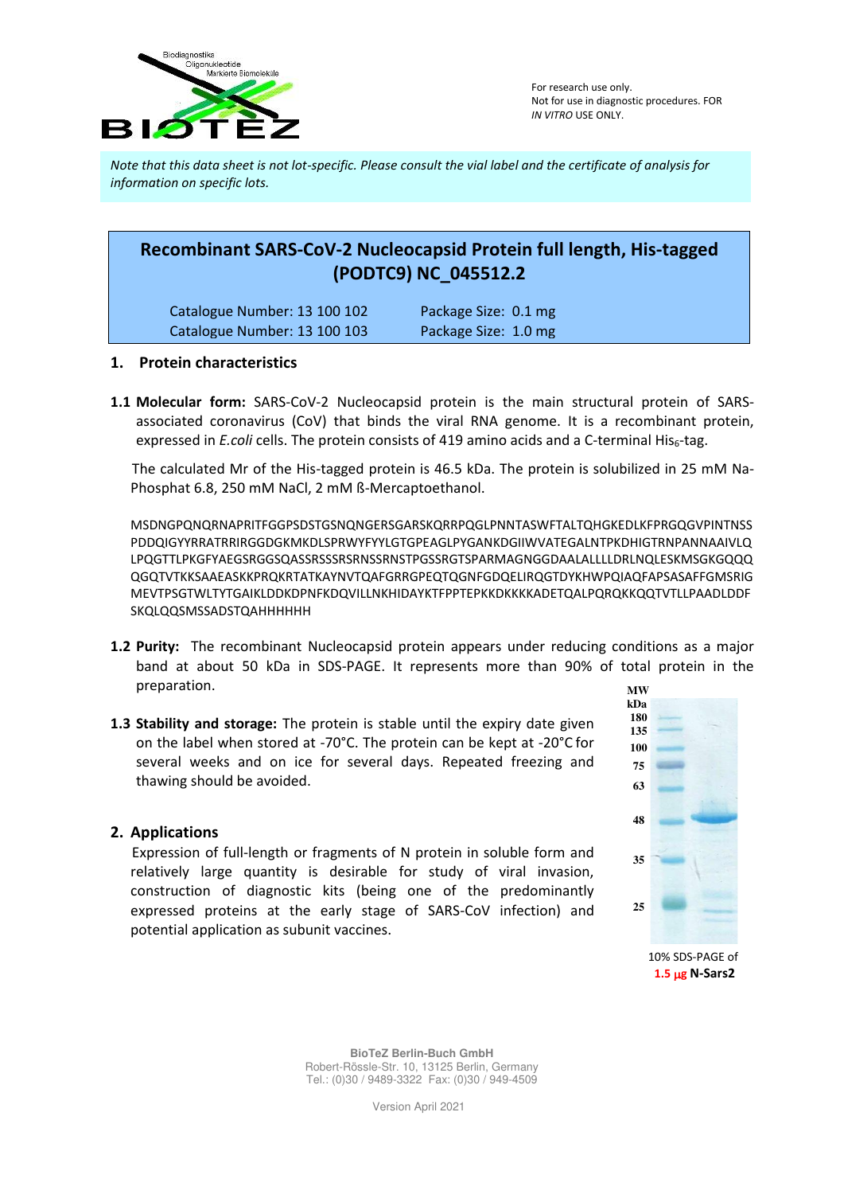For research use only.
Not for use in diagnostic procedures. FOR *IN VITRO* USE ONLY.

*Note that this data sheet is not lot-specific. Please consult the vial label and the certificate of analysis for information on specific lots.*

# Recombinant SARS-CoV-2 Nucleocapsid Protein full length, His-tagged (PODTC9) NC_045512.2

| | |
|---|---|
| Catalogue Number: 13 100 102 | Package Size: 0.1 mg |
| Catalogue Number: 13 100 103 | Package Size: 1.0 mg |

## 1. Protein characteristics

**1.1 Molecular form:** SARS-CoV-2 Nucleocapsid protein is the main structural protein of SARS-associated coronavirus (CoV) that binds the viral RNA genome. It is a recombinant protein, expressed in *E.coli* cells. The protein consists of 419 amino acids and a C-terminal $His_6$-tag.

The calculated Mr of the His-tagged protein is 46.5 kDa. The protein is solubilized in 25 mM Na-Phosphat 6.8, 250 mM NaCl, 2 mM ß-Mercaptoethanol.

MSDNGPQNQRNAPRITFGGPSDSTGSNQNGERSGARSKQRRPQGLPNNTASWFTALTQHGKEDLKFPRGQGVPINTNSS
PDDQIGYYRRATRRIRGGDGKMKDLSPRWYFYYLGTGPEAGLPYGANKDGIIWVATEGALNTPKDHIGTRNPANNAAIVLQ
LPQGTTLPKGFYAEGSRGGSQASSRSSSRSRNSSRNSTPGSSRGTSPARMAGNGGDAALALLLLDRLNQLESKMSGKGQQQ
QGQTVTKKSAAEASKKPRQKRTATKAYNVTQAFGRRGPEQTQGNFGDQELIRQGTDYKHWPQIAQFAPSASAFFGMSRIG
MEVTPSGTWLTYTGAIKLDDKDPNFKDQVILLNKHIDAYKTFPPTEPKKDKKKKADETQALPQRQKKQQTVTLLPAADLDDF
SKQLQQSMSSADSTQAHHHHHH

**1.2 Purity:** The recombinant Nucleocapsid protein appears under reducing conditions as a major band at about 50 kDa in SDS-PAGE. It represents more than 90% of total protein in the preparation.

**1.3 Stability and storage:** The protein is stable until the expiry date given on the label when stored at -70°C. The protein can be kept at -20°C for several weeks and on ice for several days. Repeated freezing and thawing should be avoided.

MW kDa: 180, 135, 100, 75, 63, 48, 35, 25

10% SDS-PAGE of **1.5 µg N-Sars2**

## 2. Applications

Expression of full-length or fragments of N protein in soluble form and relatively large quantity is desirable for study of viral invasion, construction of diagnostic kits (being one of the predominantly expressed proteins at the early stage of SARS-CoV infection) and potential application as subunit vaccines.

BioTeZ Berlin-Buch GmbH
Robert-Rössle-Str. 10, 13125 Berlin, Germany
Tel.: (0)30 / 9489-3322 Fax: (0)30 / 949-4509

Version April 2021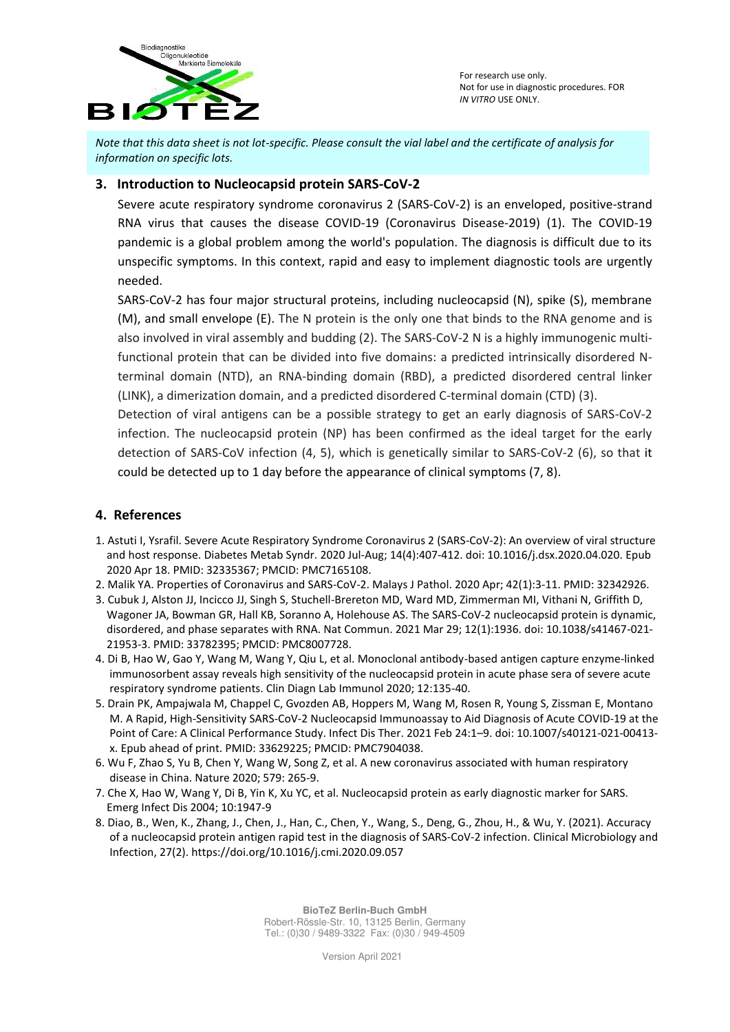For research use only.
Not for use in diagnostic procedures. FOR *IN VITRO* USE ONLY.

*Note that this data sheet is not lot-specific. Please consult the vial label and the certificate of analysis for information on specific lots.*

## 3. Introduction to Nucleocapsid protein SARS-CoV-2

Severe acute respiratory syndrome coronavirus 2 (SARS-CoV-2) is an enveloped, positive-strand RNA virus that causes the disease COVID-19 (Coronavirus Disease-2019) (1). The COVID-19 pandemic is a global problem among the world's population. The diagnosis is difficult due to its unspecific symptoms. In this context, rapid and easy to implement diagnostic tools are urgently needed.

SARS-CoV-2 has four major structural proteins, including nucleocapsid (N), spike (S), membrane (M), and small envelope (E). The N protein is the only one that binds to the RNA genome and is also involved in viral assembly and budding (2). The SARS-CoV-2 N is a highly immunogenic multi-functional protein that can be divided into five domains: a predicted intrinsically disordered N-terminal domain (NTD), an RNA-binding domain (RBD), a predicted disordered central linker (LINK), a dimerization domain, and a predicted disordered C-terminal domain (CTD) (3).

Detection of viral antigens can be a possible strategy to get an early diagnosis of SARS-CoV-2 infection. The nucleocapsid protein (NP) has been confirmed as the ideal target for the early detection of SARS-CoV infection (4, 5), which is genetically similar to SARS-CoV-2 (6), so that it could be detected up to 1 day before the appearance of clinical symptoms (7, 8).

## 4. References

1. Astuti I, Ysrafil. Severe Acute Respiratory Syndrome Coronavirus 2 (SARS-CoV-2): An overview of viral structure and host response. Diabetes Metab Syndr. 2020 Jul-Aug; 14(4):407-412. doi: 10.1016/j.dsx.2020.04.020. Epub 2020 Apr 18. PMID: 32335367; PMCID: PMC7165108.
2. Malik YA. Properties of Coronavirus and SARS-CoV-2. Malays J Pathol. 2020 Apr; 42(1):3-11. PMID: 32342926.
3. Cubuk J, Alston JJ, Incicco JJ, Singh S, Stuchell-Brereton MD, Ward MD, Zimmerman MI, Vithani N, Griffith D, Wagoner JA, Bowman GR, Hall KB, Soranno A, Holehouse AS. The SARS-CoV-2 nucleocapsid protein is dynamic, disordered, and phase separates with RNA. Nat Commun. 2021 Mar 29; 12(1):1936. doi: 10.1038/s41467-021-21953-3. PMID: 33782395; PMCID: PMC8007728.
4. Di B, Hao W, Gao Y, Wang M, Wang Y, Qiu L, et al. Monoclonal antibody-based antigen capture enzyme-linked immunosorbent assay reveals high sensitivity of the nucleocapsid protein in acute phase sera of severe acute respiratory syndrome patients. Clin Diagn Lab Immunol 2020; 12:135-40.
5. Drain PK, Ampajwala M, Chappel C, Gvozden AB, Hoppers M, Wang M, Rosen R, Young S, Zissman E, Montano M. A Rapid, High-Sensitivity SARS-CoV-2 Nucleocapsid Immunoassay to Aid Diagnosis of Acute COVID-19 at the Point of Care: A Clinical Performance Study. Infect Dis Ther. 2021 Feb 24:1–9. doi: 10.1007/s40121-021-00413-x. Epub ahead of print. PMID: 33629225; PMCID: PMC7904038.
6. Wu F, Zhao S, Yu B, Chen Y, Wang W, Song Z, et al. A new coronavirus associated with human respiratory disease in China. Nature 2020; 579: 265-9.
7. Che X, Hao W, Wang Y, Di B, Yin K, Xu YC, et al. Nucleocapsid protein as early diagnostic marker for SARS. Emerg Infect Dis 2004; 10:1947-9
8. Diao, B., Wen, K., Zhang, J., Chen, J., Han, C., Chen, Y., Wang, S., Deng, G., Zhou, H., & Wu, Y. (2021). Accuracy of a nucleocapsid protein antigen rapid test in the diagnosis of SARS-CoV-2 infection. Clinical Microbiology and Infection, 27(2). https://doi.org/10.1016/j.cmi.2020.09.057

**BioTeZ Berlin-Buch GmbH**
Robert-Rössle-Str. 10, 13125 Berlin, Germany
Tel.: (0)30 / 9489-3322 Fax: (0)30 / 949-4509

Version April 2021